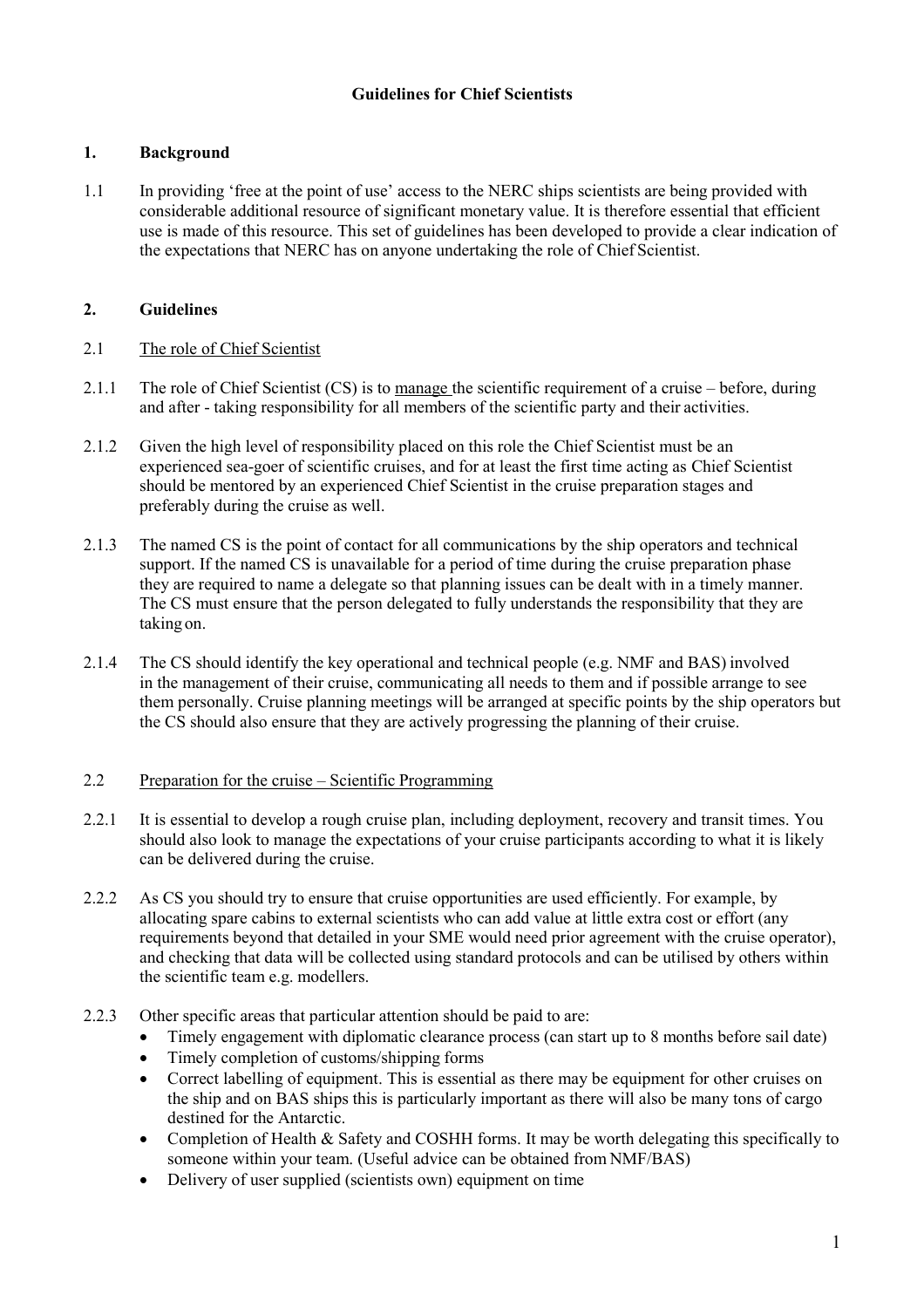# Guidelines for Chief Scientists

## 1. Background

1.1 In providing 'free at the point of use' access to the NERC ships scientists are being provided with considerable additional resource of significant monetary value. It is therefore essential that efficient use is made of this resource. This set of guidelines has been developed to provide a clear indication of the expectations that NERC has on anyone undertaking the role of Chief Scientist.

## 2. Guidelines

### 2.1 The role of Chief Scientist

2.1.1 The role of Chief Scientist (CS) is to manage the scientific requirement of a cruise – before, during and after - taking responsibility for all members of the scientific party and their activities.

2.1.2 Given the high level of responsibility placed on this role the Chief Scientist must be an experienced sea-goer of scientific cruises, and for at least the first time acting as Chief Scientist should be mentored by an experienced Chief Scientist in the cruise preparation stages and preferably during the cruise as well.

2.1.3 The named CS is the point of contact for all communications by the ship operators and technical support. If the named CS is unavailable for a period of time during the cruise preparation phase they are required to name a delegate so that planning issues can be dealt with in a timely manner. The CS must ensure that the person delegated to fully understands the responsibility that they are taking on.

2.1.4 The CS should identify the key operational and technical people (e.g. NMF and BAS) involved in the management of their cruise, communicating all needs to them and if possible arrange to see them personally. Cruise planning meetings will be arranged at specific points by the ship operators but the CS should also ensure that they are actively progressing the planning of their cruise.

### 2.2 Preparation for the cruise – Scientific Programming

2.2.1 It is essential to develop a rough cruise plan, including deployment, recovery and transit times. You should also look to manage the expectations of your cruise participants according to what it is likely can be delivered during the cruise.

2.2.2 As CS you should try to ensure that cruise opportunities are used efficiently. For example, by allocating spare cabins to external scientists who can add value at little extra cost or effort (any requirements beyond that detailed in your SME would need prior agreement with the cruise operator), and checking that data will be collected using standard protocols and can be utilised by others within the scientific team e.g. modellers.

2.2.3 Other specific areas that particular attention should be paid to are:

- Timely engagement with diplomatic clearance process (can start up to 8 months before sail date)
- Timely completion of customs/shipping forms
- Correct labelling of equipment. This is essential as there may be equipment for other cruises on the ship and on BAS ships this is particularly important as there will also be many tons of cargo destined for the Antarctic.
- Completion of Health & Safety and COSHH forms. It may be worth delegating this specifically to someone within your team. (Useful advice can be obtained from NMF/BAS)
- Delivery of user supplied (scientists own) equipment on time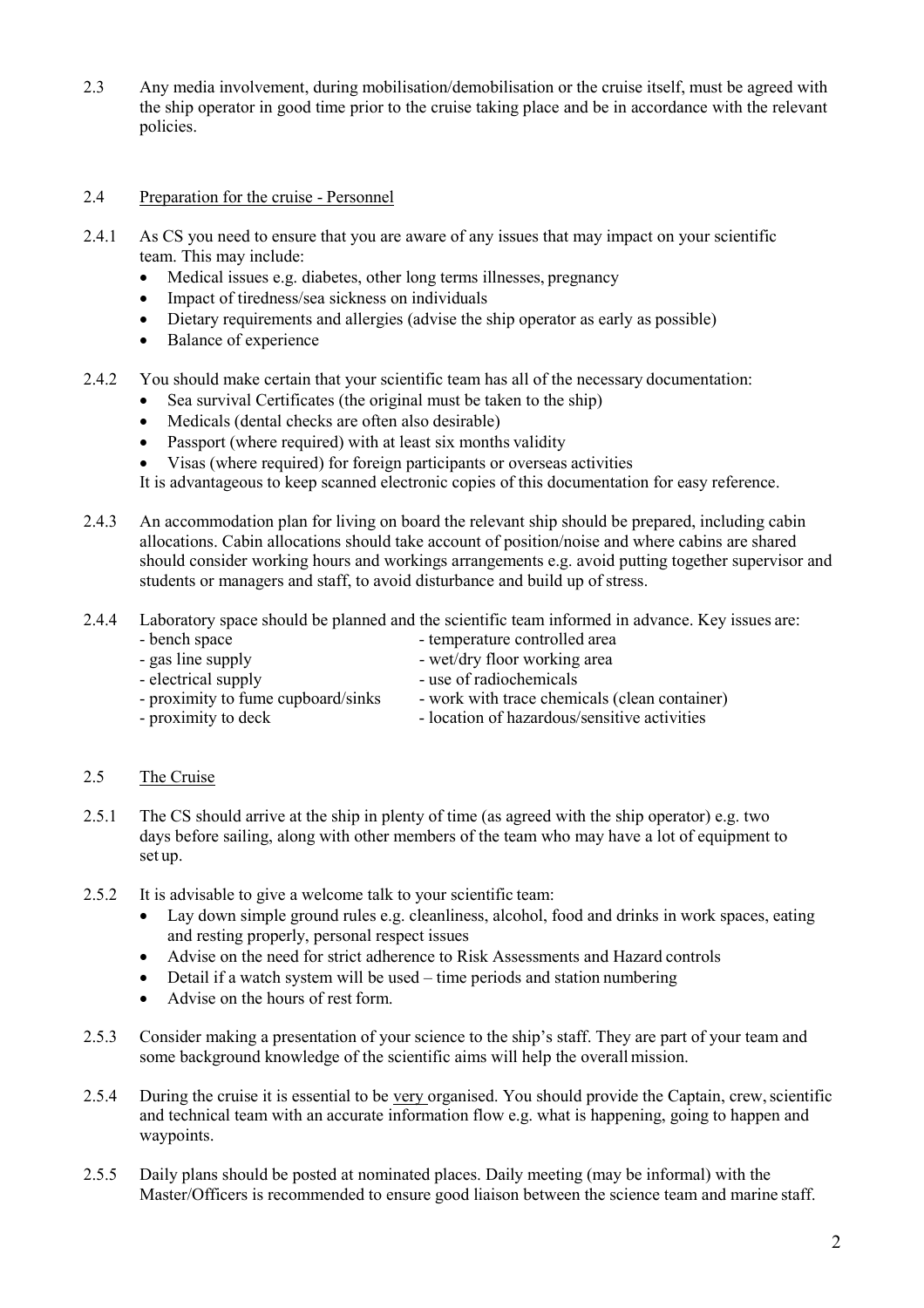2.3 Any media involvement, during mobilisation/demobilisation or the cruise itself, must be agreed with the ship operator in good time prior to the cruise taking place and be in accordance with the relevant policies.

## 2.4 Preparation for the cruise - Personnel

2.4.1 As CS you need to ensure that you are aware of any issues that may impact on your scientific team. This may include:

- Medical issues e.g. diabetes, other long terms illnesses, pregnancy
- Impact of tiredness/sea sickness on individuals
- Dietary requirements and allergies (advise the ship operator as early as possible)
- Balance of experience

2.4.2 You should make certain that your scientific team has all of the necessary documentation:

- Sea survival Certificates (the original must be taken to the ship)
- Medicals (dental checks are often also desirable)
- Passport (where required) with at least six months validity
- Visas (where required) for foreign participants or overseas activities

It is advantageous to keep scanned electronic copies of this documentation for easy reference.

2.4.3 An accommodation plan for living on board the relevant ship should be prepared, including cabin allocations. Cabin allocations should take account of position/noise and where cabins are shared should consider working hours and workings arrangements e.g. avoid putting together supervisor and students or managers and staff, to avoid disturbance and build up of stress.

2.4.4 Laboratory space should be planned and the scientific team informed in advance. Key issues are:

- bench space
- gas line supply
- electrical supply
- proximity to fume cupboard/sinks
- proximity to deck
- temperature controlled area
- wet/dry floor working area
- use of radiochemicals
- work with trace chemicals (clean container)
- location of hazardous/sensitive activities

## 2.5 The Cruise

2.5.1 The CS should arrive at the ship in plenty of time (as agreed with the ship operator) e.g. two days before sailing, along with other members of the team who may have a lot of equipment to set up.

2.5.2 It is advisable to give a welcome talk to your scientific team:

- Lay down simple ground rules e.g. cleanliness, alcohol, food and drinks in work spaces, eating and resting properly, personal respect issues
- Advise on the need for strict adherence to Risk Assessments and Hazard controls
- Detail if a watch system will be used – time periods and station numbering
- Advise on the hours of rest form.

2.5.3 Consider making a presentation of your science to the ship's staff. They are part of your team and some background knowledge of the scientific aims will help the overall mission.

2.5.4 During the cruise it is essential to be very organised. You should provide the Captain, crew, scientific and technical team with an accurate information flow e.g. what is happening, going to happen and waypoints.

2.5.5 Daily plans should be posted at nominated places. Daily meeting (may be informal) with the Master/Officers is recommended to ensure good liaison between the science team and marine staff.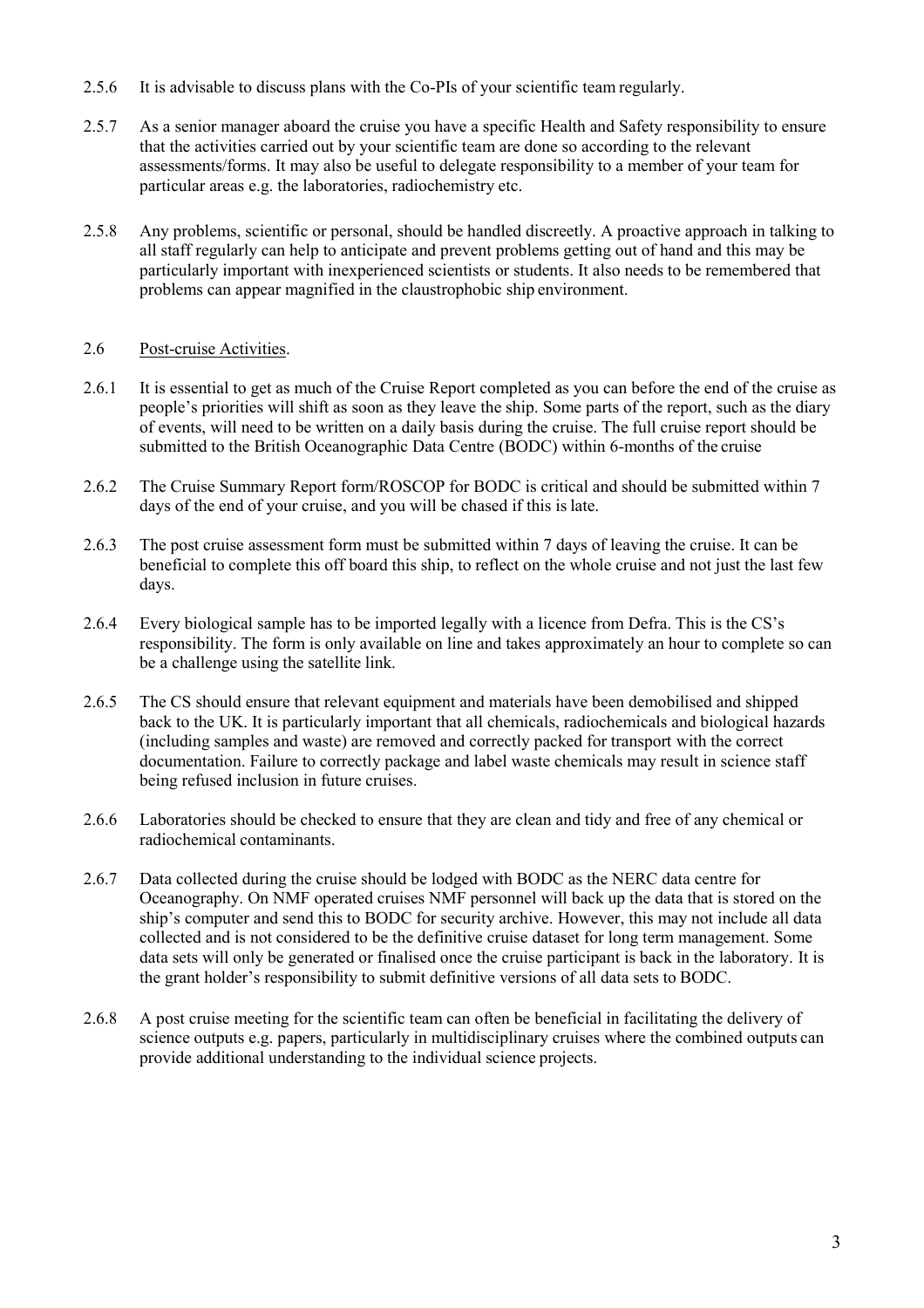2.5.6 It is advisable to discuss plans with the Co-PIs of your scientific team regularly.

2.5.7 As a senior manager aboard the cruise you have a specific Health and Safety responsibility to ensure that the activities carried out by your scientific team are done so according to the relevant assessments/forms. It may also be useful to delegate responsibility to a member of your team for particular areas e.g. the laboratories, radiochemistry etc.

2.5.8 Any problems, scientific or personal, should be handled discreetly. A proactive approach in talking to all staff regularly can help to anticipate and prevent problems getting out of hand and this may be particularly important with inexperienced scientists or students. It also needs to be remembered that problems can appear magnified in the claustrophobic ship environment.

2.6 Post-cruise Activities.

2.6.1 It is essential to get as much of the Cruise Report completed as you can before the end of the cruise as people's priorities will shift as soon as they leave the ship. Some parts of the report, such as the diary of events, will need to be written on a daily basis during the cruise. The full cruise report should be submitted to the British Oceanographic Data Centre (BODC) within 6-months of the cruise

2.6.2 The Cruise Summary Report form/ROSCOP for BODC is critical and should be submitted within 7 days of the end of your cruise, and you will be chased if this is late.

2.6.3 The post cruise assessment form must be submitted within 7 days of leaving the cruise. It can be beneficial to complete this off board this ship, to reflect on the whole cruise and not just the last few days.

2.6.4 Every biological sample has to be imported legally with a licence from Defra. This is the CS's responsibility. The form is only available on line and takes approximately an hour to complete so can be a challenge using the satellite link.

2.6.5 The CS should ensure that relevant equipment and materials have been demobilised and shipped back to the UK. It is particularly important that all chemicals, radiochemicals and biological hazards (including samples and waste) are removed and correctly packed for transport with the correct documentation. Failure to correctly package and label waste chemicals may result in science staff being refused inclusion in future cruises.

2.6.6 Laboratories should be checked to ensure that they are clean and tidy and free of any chemical or radiochemical contaminants.

2.6.7 Data collected during the cruise should be lodged with BODC as the NERC data centre for Oceanography. On NMF operated cruises NMF personnel will back up the data that is stored on the ship's computer and send this to BODC for security archive. However, this may not include all data collected and is not considered to be the definitive cruise dataset for long term management. Some data sets will only be generated or finalised once the cruise participant is back in the laboratory. It is the grant holder's responsibility to submit definitive versions of all data sets to BODC.

2.6.8 A post cruise meeting for the scientific team can often be beneficial in facilitating the delivery of science outputs e.g. papers, particularly in multidisciplinary cruises where the combined outputs can provide additional understanding to the individual science projects.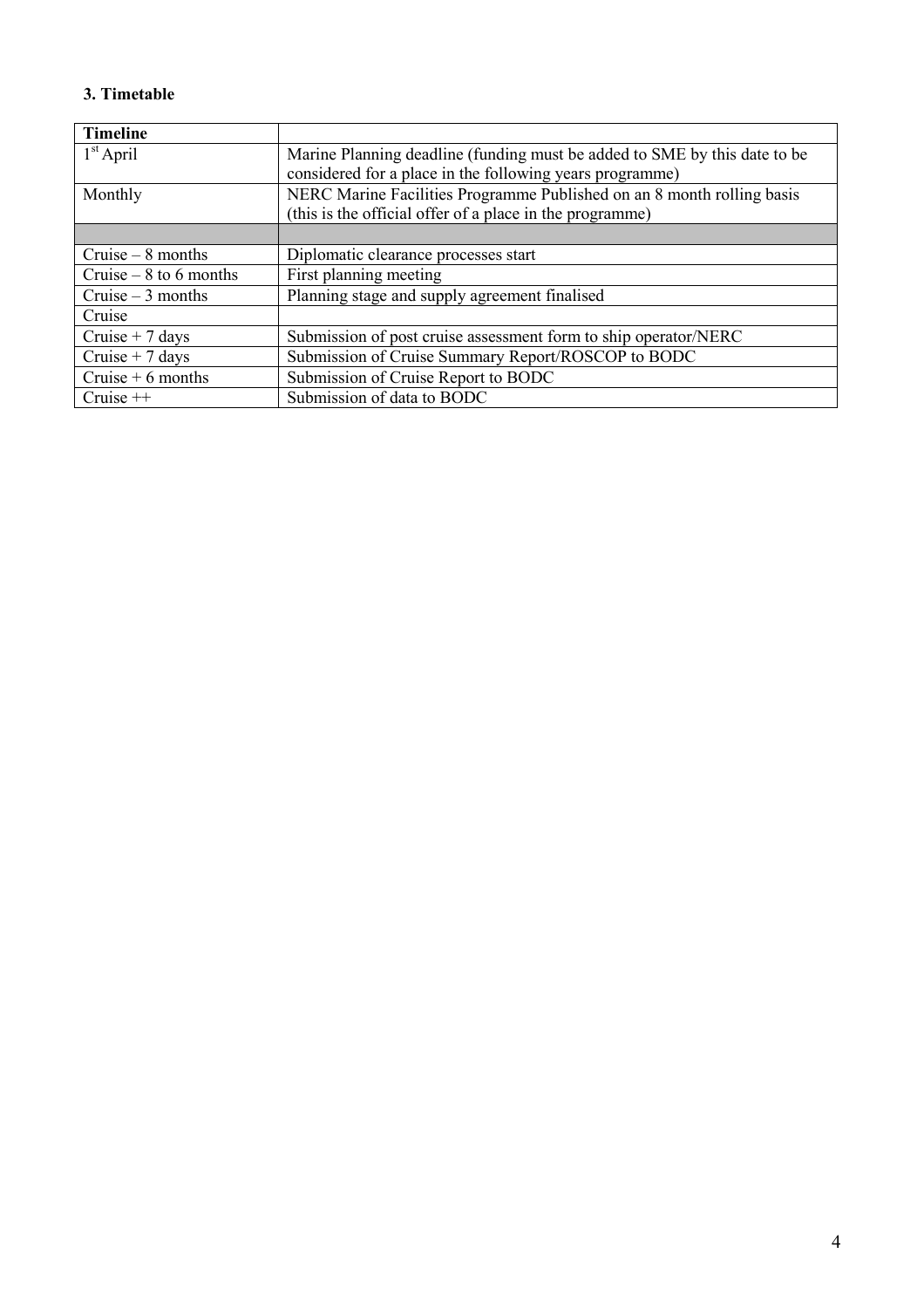### 3. Timetable

| Timeline | |
|---|---|
| 1st April | Marine Planning deadline (funding must be added to SME by this date to be considered for a place in the following years programme) |
| Monthly | NERC Marine Facilities Programme Published on an 8 month rolling basis (this is the official offer of a place in the programme) |
| | |
| Cruise – 8 months | Diplomatic clearance processes start |
| Cruise – 8 to 6 months | First planning meeting |
| Cruise – 3 months | Planning stage and supply agreement finalised |
| Cruise | |
| Cruise + 7 days | Submission of post cruise assessment form to ship operator/NERC |
| Cruise + 7 days | Submission of Cruise Summary Report/ROSCOP to BODC |
| Cruise + 6 months | Submission of Cruise Report to BODC |
| Cruise ++ | Submission of data to BODC |